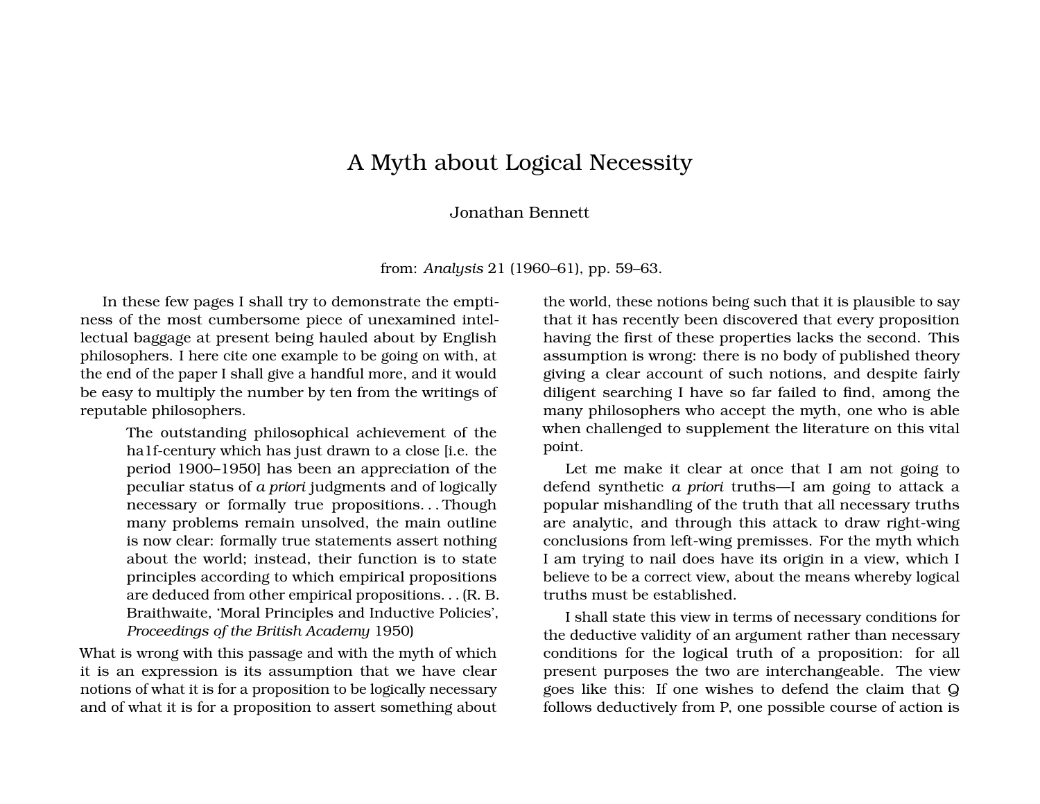# A Myth about Logical Necessity

Jonathan Bennett

from: *Analysis* 21 (1960–61), pp. 59–63.

In these few pages I shall try to demonstrate the emptiness of the most cumbersome piece of unexamined intellectual baggage at present being hauled about by English philosophers. I here cite one example to be going on with, at the end of the paper I shall give a handful more, and it would be easy to multiply the number by ten from the writings of reputable philosophers.

> The outstanding philosophical achievement of the ha1f-century which has just drawn to a close [i.e. the period 1900–1950] has been an appreciation of the peculiar status of *a priori* judgments and of logically necessary or formally true propositions. . . Though many problems remain unsolved, the main outline is now clear: formally true statements assert nothing about the world; instead, their function is to state principles according to which empirical propositions are deduced from other empirical propositions. . . (R. B. Braithwaite, 'Moral Principles and Inductive Policies', *Proceedings of the British Academy* 1950)

What is wrong with this passage and with the myth of which it is an expression is its assumption that we have clear notions of what it is for a proposition to be logically necessary and of what it is for a proposition to assert something about the world, these notions being such that it is plausible to say that it has recently been discovered that every proposition having the first of these properties lacks the second. This assumption is wrong: there is no body of published theory giving a clear account of such notions, and despite fairly diligent searching I have so far failed to find, among the many philosophers who accept the myth, one who is able when challenged to supplement the literature on this vital point.

Let me make it clear at once that I am not going to defend synthetic *a priori* truths—I am going to attack a popular mishandling of the truth that all necessary truths are analytic, and through this attack to draw right-wing conclusions from left-wing premisses. For the myth which I am trying to nail does have its origin in a view, which I believe to be a correct view, about the means whereby logical truths must be established.

I shall state this view in terms of necessary conditions for the deductive validity of an argument rather than necessary conditions for the logical truth of a proposition: for all present purposes the two are interchangeable. The view goes like this: If one wishes to defend the claim that Q follows deductively from P, one possible course of action is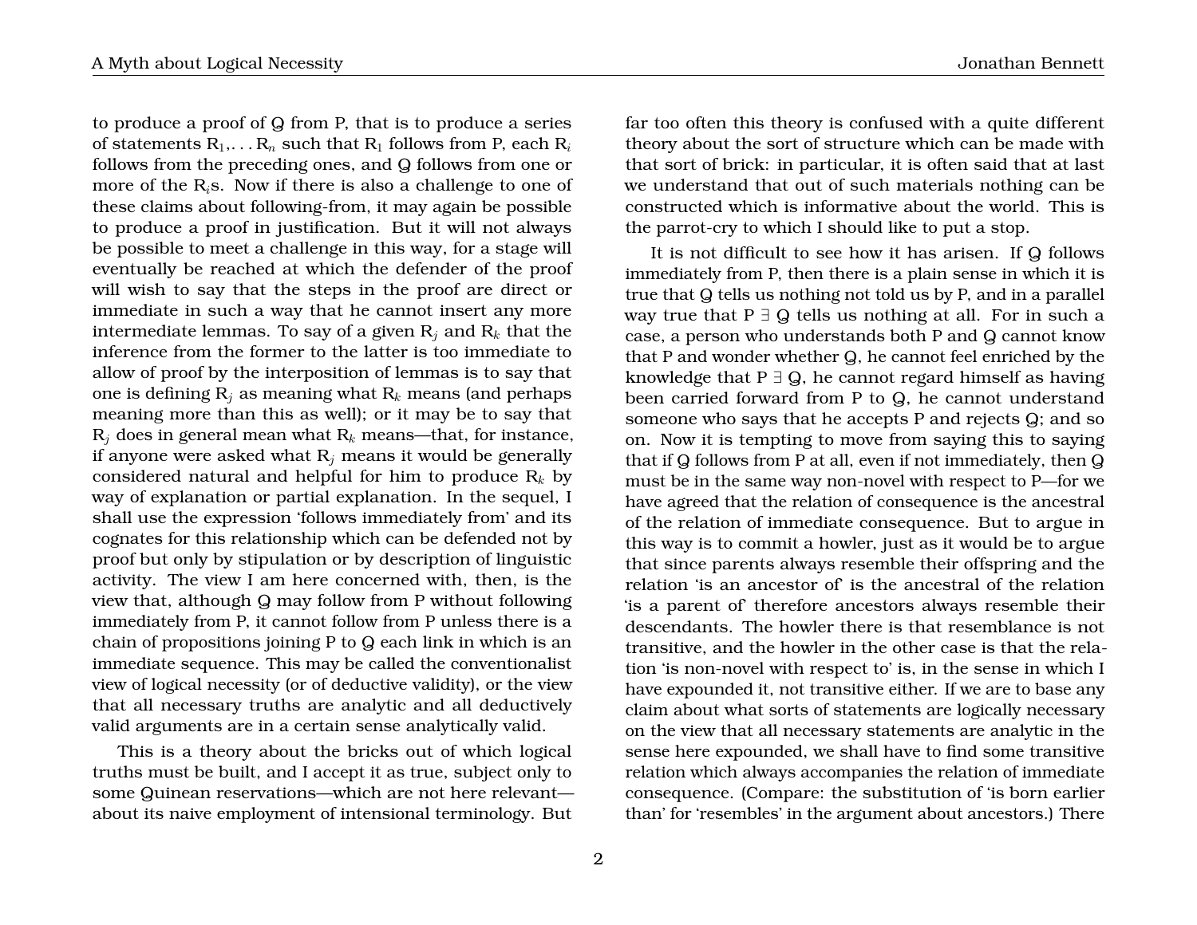to produce a proof of Q from P, that is to produce a series of statements $R_1, \ldots R_n$ such that $R_1$ follows from P, each $R_i$ follows from the preceding ones, and Q follows from one or more of the $R_i$s. Now if there is also a challenge to one of these claims about following-from, it may again be possible to produce a proof in justification. But it will not always be possible to meet a challenge in this way, for a stage will eventually be reached at which the defender of the proof will wish to say that the steps in the proof are direct or immediate in such a way that he cannot insert any more intermediate lemmas. To say of a given $R_j$ and $R_k$ that the inference from the former to the latter is too immediate to allow of proof by the interposition of lemmas is to say that one is defining $R_j$ as meaning what $R_k$ means (and perhaps meaning more than this as well); or it may be to say that $R_j$ does in general mean what $R_k$ means—that, for instance, if anyone were asked what $R_j$ means it would be generally considered natural and helpful for him to produce $R_k$ by way of explanation or partial explanation. In the sequel, I shall use the expression 'follows immediately from' and its cognates for this relationship which can be defended not by proof but only by stipulation or by description of linguistic activity. The view I am here concerned with, then, is the view that, although Q may follow from P without following immediately from P, it cannot follow from P unless there is a chain of propositions joining P to Q each link in which is an immediate sequence. This may be called the conventionalist view of logical necessity (or of deductive validity), or the view that all necessary truths are analytic and all deductively valid arguments are in a certain sense analytically valid.

This is a theory about the bricks out of which logical truths must be built, and I accept it as true, subject only to some Quinean reservations—which are not here relevant—about its naive employment of intensional terminology. But far too often this theory is confused with a quite different theory about the sort of structure which can be made with that sort of brick: in particular, it is often said that at last we understand that out of such materials nothing can be constructed which is informative about the world. This is the parrot-cry to which I should like to put a stop.

It is not difficult to see how it has arisen. If Q follows immediately from P, then there is a plain sense in which it is true that Q tells us nothing not told us by P, and in a parallel way true that $P \ni Q$ tells us nothing at all. For in such a case, a person who understands both P and Q cannot know that P and wonder whether Q, he cannot feel enriched by the knowledge that $P \ni Q$, he cannot regard himself as having been carried forward from P to Q, he cannot understand someone who says that he accepts P and rejects Q; and so on. Now it is tempting to move from saying this to saying that if Q follows from P at all, even if not immediately, then Q must be in the same way non-novel with respect to P—for we have agreed that the relation of consequence is the ancestral of the relation of immediate consequence. But to argue in this way is to commit a howler, just as it would be to argue that since parents always resemble their offspring and the relation 'is an ancestor of' is the ancestral of the relation 'is a parent of' therefore ancestors always resemble their descendants. The howler there is that resemblance is not transitive, and the howler in the other case is that the relation 'is non-novel with respect to' is, in the sense in which I have expounded it, not transitive either. If we are to base any claim about what sorts of statements are logically necessary on the view that all necessary statements are analytic in the sense here expounded, we shall have to find some transitive relation which always accompanies the relation of immediate consequence. (Compare: the substitution of 'is born earlier than' for 'resembles' in the argument about ancestors.) There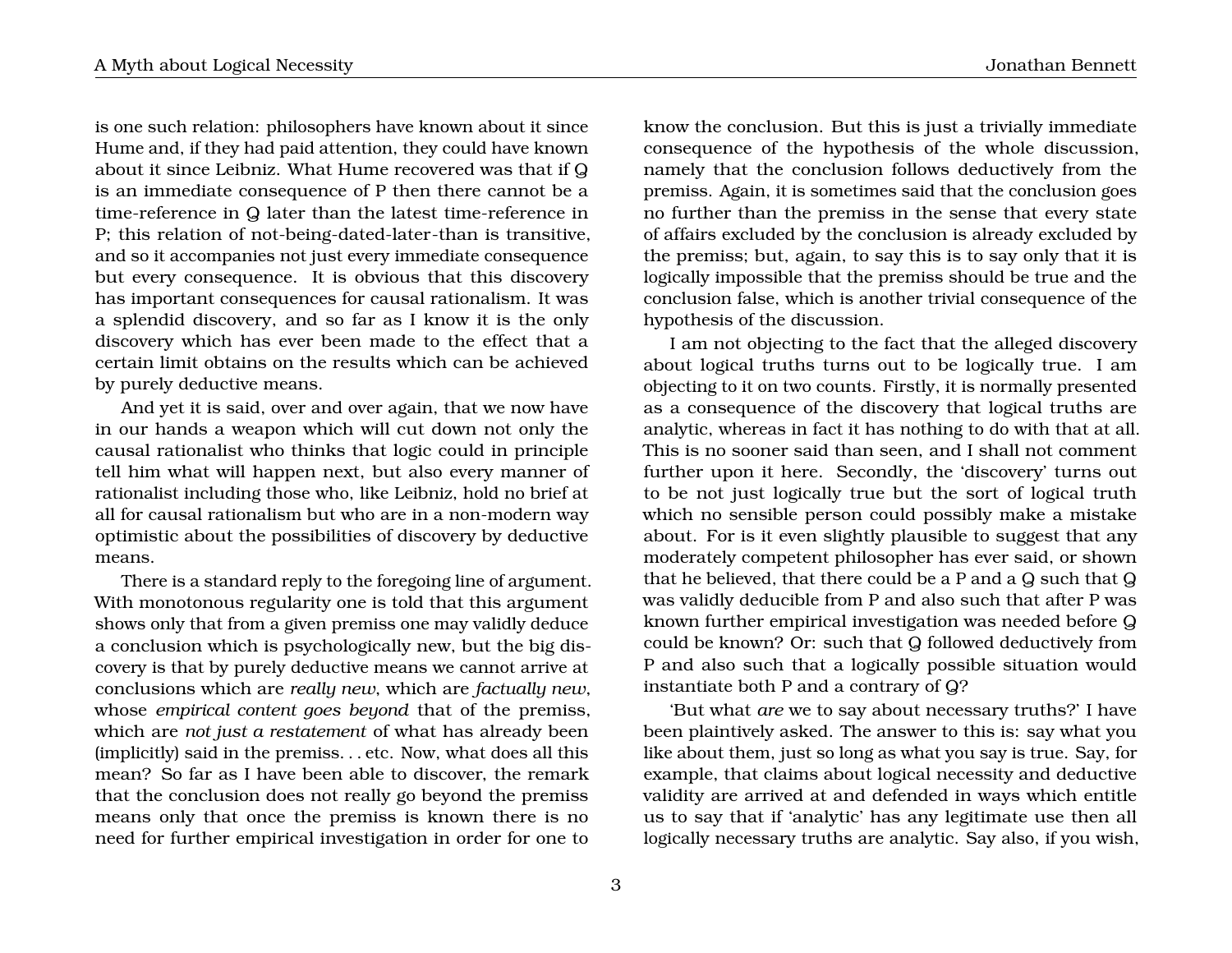is one such relation: philosophers have known about it since Hume and, if they had paid attention, they could have known about it since Leibniz. What Hume recovered was that if Q is an immediate consequence of P then there cannot be a time-reference in Q later than the latest time-reference in P; this relation of not-being-dated-later-than is transitive, and so it accompanies not just every immediate consequence but every consequence. It is obvious that this discovery has important consequences for causal rationalism. It was a splendid discovery, and so far as I know it is the only discovery which has ever been made to the effect that a certain limit obtains on the results which can be achieved by purely deductive means.

And yet it is said, over and over again, that we now have in our hands a weapon which will cut down not only the causal rationalist who thinks that logic could in principle tell him what will happen next, but also every manner of rationalist including those who, like Leibniz, hold no brief at all for causal rationalism but who are in a non-modern way optimistic about the possibilities of discovery by deductive means.

There is a standard reply to the foregoing line of argument. With monotonous regularity one is told that this argument shows only that from a given premiss one may validly deduce a conclusion which is psychologically new, but the big discovery is that by purely deductive means we cannot arrive at conclusions which are *really new*, which are *factually new*, whose *empirical content goes beyond* that of the premiss, which are *not just a restatement* of what has already been (implicitly) said in the premiss. . . etc. Now, what does all this mean? So far as I have been able to discover, the remark that the conclusion does not really go beyond the premiss means only that once the premiss is known there is no need for further empirical investigation in order for one to know the conclusion. But this is just a trivially immediate consequence of the hypothesis of the whole discussion, namely that the conclusion follows deductively from the premiss. Again, it is sometimes said that the conclusion goes no further than the premiss in the sense that every state of affairs excluded by the conclusion is already excluded by the premiss; but, again, to say this is to say only that it is logically impossible that the premiss should be true and the conclusion false, which is another trivial consequence of the hypothesis of the discussion.

I am not objecting to the fact that the alleged discovery about logical truths turns out to be logically true. I am objecting to it on two counts. Firstly, it is normally presented as a consequence of the discovery that logical truths are analytic, whereas in fact it has nothing to do with that at all. This is no sooner said than seen, and I shall not comment further upon it here. Secondly, the 'discovery' turns out to be not just logically true but the sort of logical truth which no sensible person could possibly make a mistake about. For is it even slightly plausible to suggest that any moderately competent philosopher has ever said, or shown that he believed, that there could be a P and a Q such that Q was validly deducible from P and also such that after P was known further empirical investigation was needed before Q could be known? Or: such that Q followed deductively from P and also such that a logically possible situation would instantiate both P and a contrary of Q?

'But what *are* we to say about necessary truths?' I have been plaintively asked. The answer to this is: say what you like about them, just so long as what you say is true. Say, for example, that claims about logical necessity and deductive validity are arrived at and defended in ways which entitle us to say that if 'analytic' has any legitimate use then all logically necessary truths are analytic. Say also, if you wish,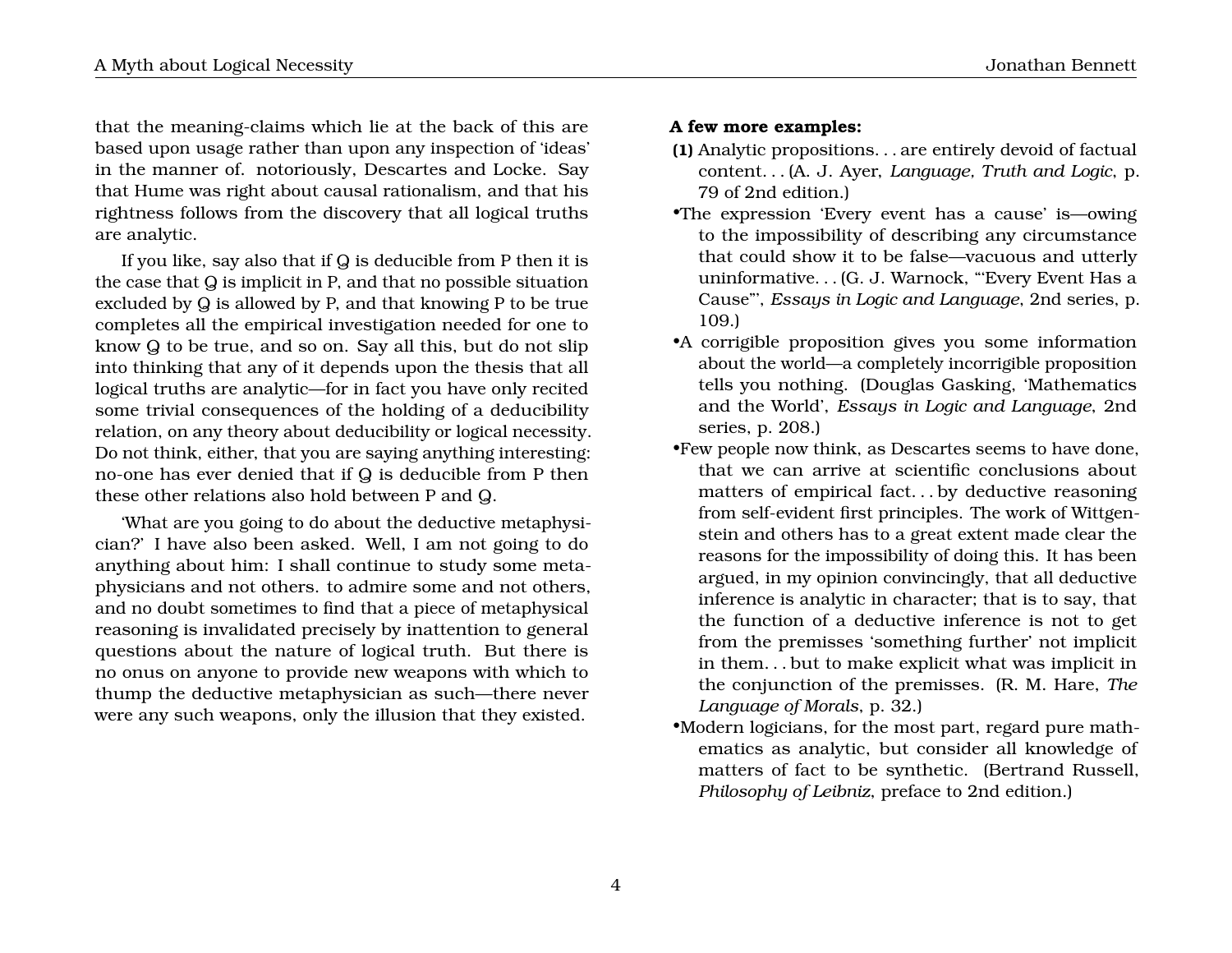that the meaning-claims which lie at the back of this are based upon usage rather than upon any inspection of 'ideas' in the manner of. notoriously, Descartes and Locke. Say that Hume was right about causal rationalism, and that his rightness follows from the discovery that all logical truths are analytic.

If you like, say also that if Q is deducible from P then it is the case that Q is implicit in P, and that no possible situation excluded by Q is allowed by P, and that knowing P to be true completes all the empirical investigation needed for one to know Q to be true, and so on. Say all this, but do not slip into thinking that any of it depends upon the thesis that all logical truths are analytic—for in fact you have only recited some trivial consequences of the holding of a deducibility relation, on any theory about deducibility or logical necessity. Do not think, either, that you are saying anything interesting: no-one has ever denied that if Q is deducible from P then these other relations also hold between P and Q.

'What are you going to do about the deductive metaphysician?' I have also been asked. Well, I am not going to do anything about him: I shall continue to study some metaphysicians and not others. to admire some and not others, and no doubt sometimes to find that a piece of metaphysical reasoning is invalidated precisely by inattention to general questions about the nature of logical truth. But there is no onus on anyone to provide new weapons with which to thump the deductive metaphysician as such—there never were any such weapons, only the illusion that they existed.

**A few more examples:**

**(1)** Analytic propositions. . . are entirely devoid of factual content. . . (A. J. Ayer, *Language, Truth and Logic*, p. 79 of 2nd edition.)

•The expression 'Every event has a cause' is—owing to the impossibility of describing any circumstance that could show it to be false—vacuous and utterly uninformative. . . (G. J. Warnock, "'Every Event Has a Cause"', *Essays in Logic and Language*, 2nd series, p. 109.)

•A corrigible proposition gives you some information about the world—a completely incorrigible proposition tells you nothing. (Douglas Gasking, 'Mathematics and the World', *Essays in Logic and Language*, 2nd series, p. 208.)

•Few people now think, as Descartes seems to have done, that we can arrive at scientific conclusions about matters of empirical fact. . . by deductive reasoning from self-evident first principles. The work of Wittgenstein and others has to a great extent made clear the reasons for the impossibility of doing this. It has been argued, in my opinion convincingly, that all deductive inference is analytic in character; that is to say, that the function of a deductive inference is not to get from the premisses 'something further' not implicit in them. . . but to make explicit what was implicit in the conjunction of the premisses. (R. M. Hare, *The Language of Morals*, p. 32.)

•Modern logicians, for the most part, regard pure mathematics as analytic, but consider all knowledge of matters of fact to be synthetic. (Bertrand Russell, *Philosophy of Leibniz*, preface to 2nd edition.)